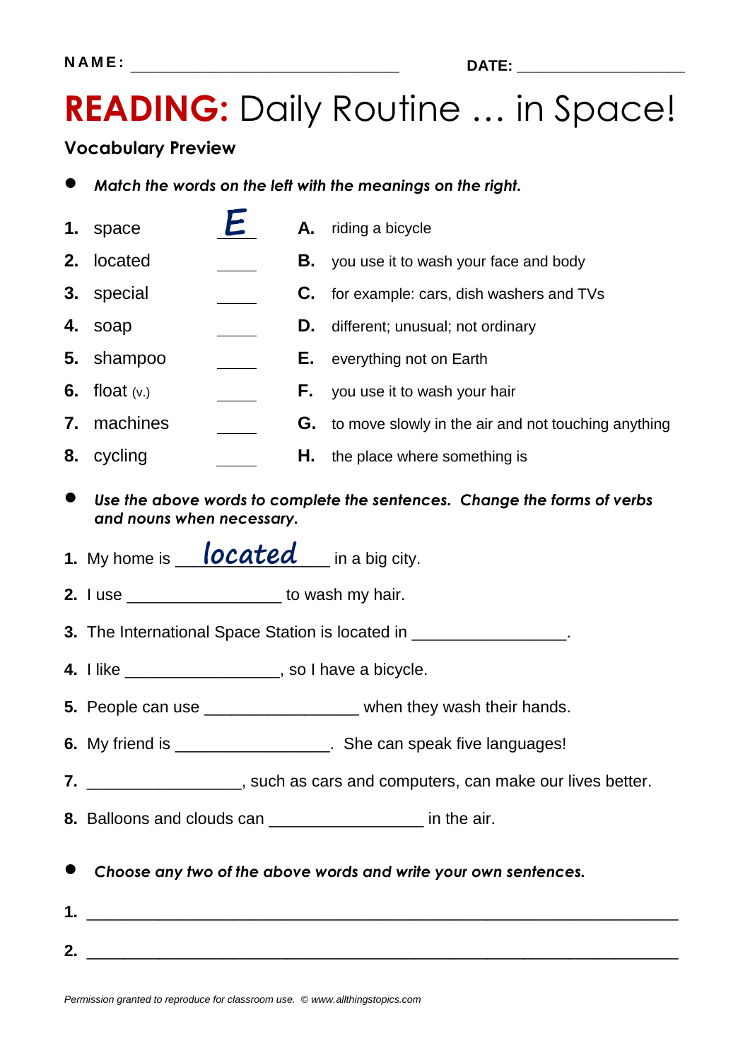NAME: ______________________________ DATE: ____________________

# READING: Daily Routine … in Space!

## Vocabulary Preview

- ***Match the words on the left with the meanings on the right.***

| | | | | |
|---|---|---|---|---|
| **1.** space | E | **A.** | riding a bicycle |
| **2.** located | _____ | **B.** | you use it to wash your face and body |
| **3.** special | _____ | **C.** | for example: cars, dish washers and TVs |
| **4.** soap | _____ | **D.** | different; unusual; not ordinary |
| **5.** shampoo | _____ | **E.** | everything not on Earth |
| **6.** float (v.) | _____ | **F.** | you use it to wash your hair |
| **7.** machines | _____ | **G.** | to move slowly in the air and not touching anything |
| **8.** cycling | _____ | **H.** | the place where something is |

- ***Use the above words to complete the sentences. Change the forms of verbs and nouns when necessary.***

**1.** My home is ___located___ in a big city.

**2.** I use ________________ to wash my hair.

**3.** The International Space Station is located in ________________.

**4.** I like ________________, so I have a bicycle.

**5.** People can use ________________ when they wash their hands.

**6.** My friend is ________________. She can speak five languages!

**7.** ________________, such as cars and computers, can make our lives better.

**8.** Balloons and clouds can ________________ in the air.

- ***Choose any two of the above words and write your own sentences.***

**1.** ____________________________________________________________

**2.** ____________________________________________________________

*Permission granted to reproduce for classroom use. © www.allthingstopics.com*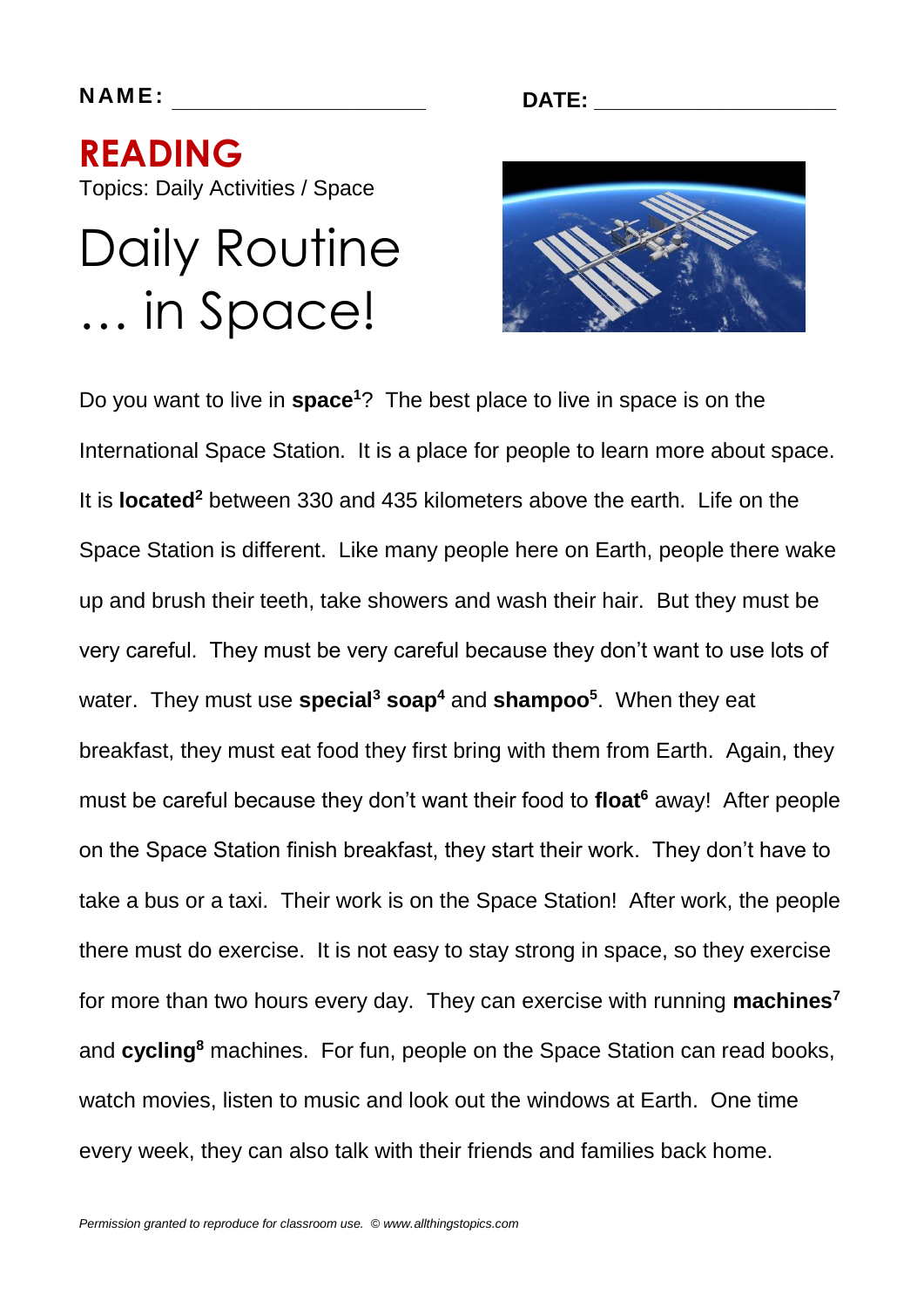**NAME:** ____________________ **DATE:** ____________________

# READING

Topics: Daily Activities / Space

## Daily Routine ... in Space!

Do you want to live in **space**[1]? The best place to live in space is on the International Space Station. It is a place for people to learn more about space. It is **located**[2] between 330 and 435 kilometers above the earth. Life on the Space Station is different. Like many people here on Earth, people there wake up and brush their teeth, take showers and wash their hair. But they must be very careful. They must be very careful because they don't want to use lots of water. They must use **special**[3] **soap**[4] and **shampoo**[5]. When they eat breakfast, they must eat food they first bring with them from Earth. Again, they must be careful because they don't want their food to **float**[6] away! After people on the Space Station finish breakfast, they start their work. They don't have to take a bus or a taxi. Their work is on the Space Station! After work, the people there must do exercise. It is not easy to stay strong in space, so they exercise for more than two hours every day. They can exercise with running **machines**[7] and **cycling**[8] machines. For fun, people on the Space Station can read books, watch movies, listen to music and look out the windows at Earth. One time every week, they can also talk with their friends and families back home.

*Permission granted to reproduce for classroom use. © www.allthingstopics.com*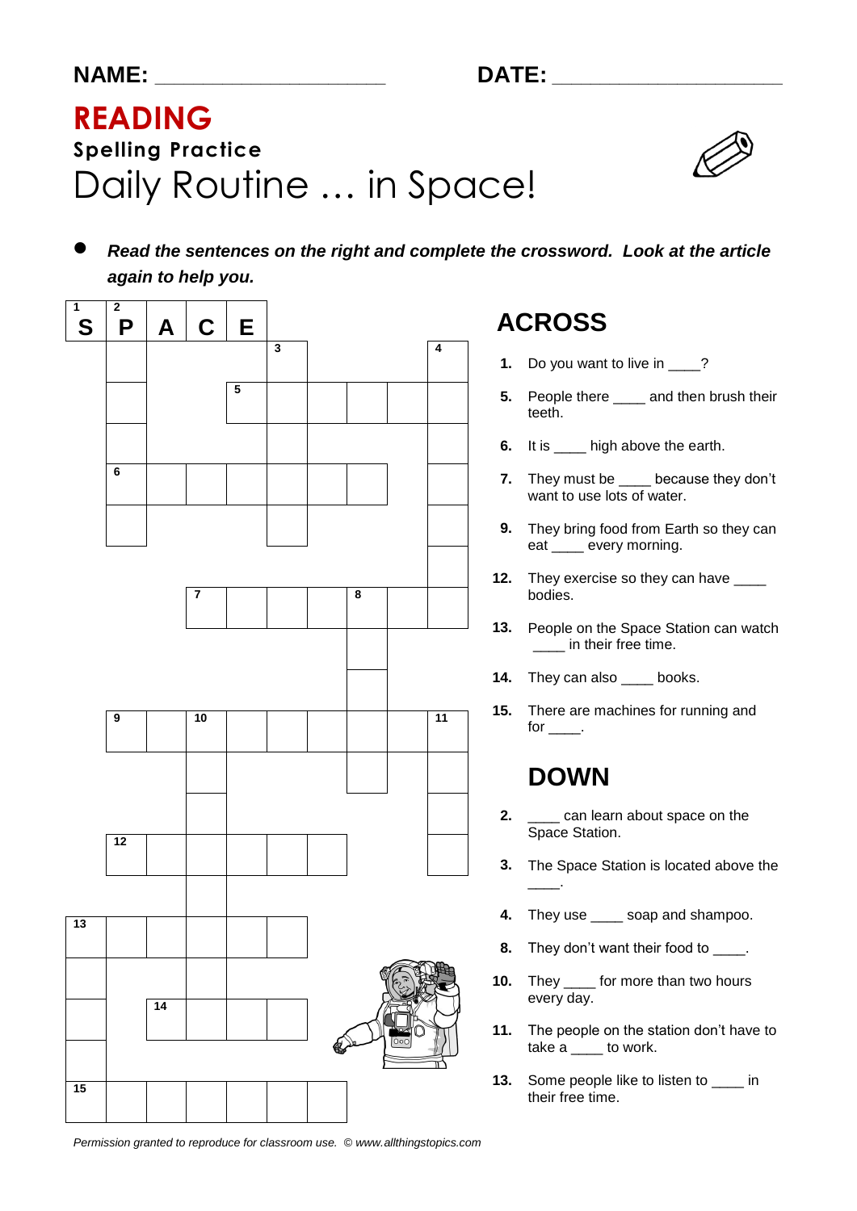NAME: ____________________ DATE: ____________________

# READING

### Spelling Practice

## Daily Routine … in Space!

- ***Read the sentences on the right and complete the crossword. Look at the article again to help you.***

| 1 S | 2 P | A | C | E |
|---|---|---|---|---|

## ACROSS

1. Do you want to live in ____?
5. People there ____ and then brush their teeth.
6. It is ____ high above the earth.
7. They must be ____ because they don't want to use lots of water.
9. They bring food from Earth so they can eat ____ every morning.
12. They exercise so they can have ____ bodies.
13. People on the Space Station can watch ____ in their free time.
14. They can also ____ books.
15. There are machines for running and for ____.

## DOWN

2. ____ can learn about space on the Space Station.
3. The Space Station is located above the ____.
4. They use ____ soap and shampoo.
8. They don't want their food to ____.
10. They ____ for more than two hours every day.
11. The people on the station don't have to take a ____ to work.
13. Some people like to listen to ____ in their free time.

*Permission granted to reproduce for classroom use. © www.allthingstopics.com*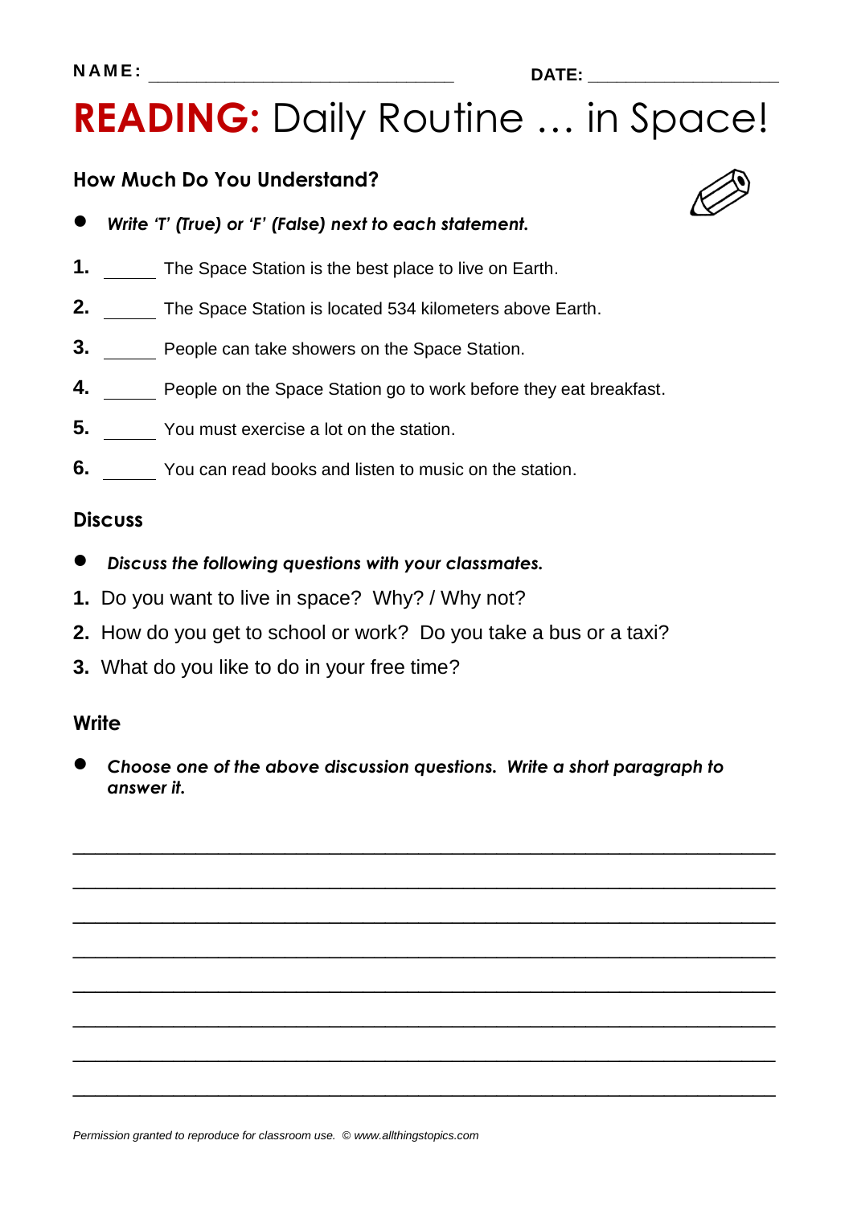NAME: ______________________________ DATE: ___________________

# READING: Daily Routine … in Space!

## How Much Do You Understand?

- ***Write 'T' (True) or 'F' (False) next to each statement.***

1. _____ The Space Station is the best place to live on Earth.
2. _____ The Space Station is located 534 kilometers above Earth.
3. _____ People can take showers on the Space Station.
4. _____ People on the Space Station go to work before they eat breakfast.
5. _____ You must exercise a lot on the station.
6. _____ You can read books and listen to music on the station.

## Discuss

- ***Discuss the following questions with your classmates.***

1. Do you want to live in space? Why? / Why not?
2. How do you get to school or work? Do you take a bus or a taxi?
3. What do you like to do in your free time?

## Write

- ***Choose one of the above discussion questions. Write a short paragraph to answer it.***

______________________________________________________________________

______________________________________________________________________

______________________________________________________________________

______________________________________________________________________

______________________________________________________________________

______________________________________________________________________

______________________________________________________________________

______________________________________________________________________

*Permission granted to reproduce for classroom use. © www.allthingstopics.com*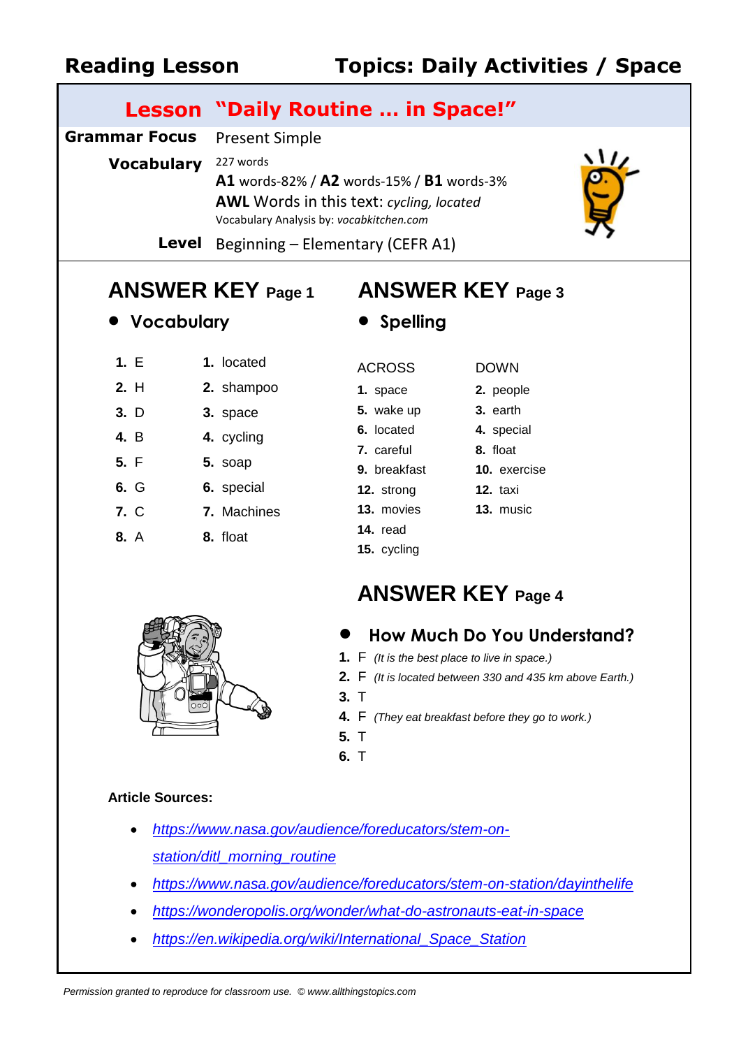**Reading Lesson** **Topics: Daily Activities / Space**

## Lesson "Daily Routine … in Space!"

**Grammar Focus** Present Simple

**Vocabulary** 227 words

**A1** words-82% / **A2** words-15% / **B1** words-3%

**AWL** Words in this text: *cycling, located*

Vocabulary Analysis by: *vocabkitchen.com*

**Level** Beginning – Elementary (CEFR A1)

## ANSWER KEY Page 1

- **Vocabulary**

| | |
|---|---|
| **1.** E | **1.** located |
| **2.** H | **2.** shampoo |
| **3.** D | **3.** space |
| **4.** B | **4.** cycling |
| **5.** F | **5.** soap |
| **6.** G | **6.** special |
| **7.** C | **7.** Machines |
| **8.** A | **8.** float |

## ANSWER KEY Page 3

- **Spelling**

ACROSS

**1.** space
**5.** wake up
**6.** located
**7.** careful
**9.** breakfast
**12.** strong
**13.** movies
**14.** read
**15.** cycling

DOWN

**2.** people
**3.** earth
**4.** special
**8.** float
**10.** exercise
**12.** taxi
**13.** music

## ANSWER KEY Page 4

- **How Much Do You Understand?**

**1.** F *(It is the best place to live in space.)*
**2.** F *(It is located between 330 and 435 km above Earth.)*
**3.** T
**4.** F *(They eat breakfast before they go to work.)*
**5.** T
**6.** T

**Article Sources:**

- https://www.nasa.gov/audience/foreducators/stem-on-station/ditl_morning_routine
- https://www.nasa.gov/audience/foreducators/stem-on-station/dayinthelife
- https://wonderopolis.org/wonder/what-do-astronauts-eat-in-space
- https://en.wikipedia.org/wiki/International_Space_Station

*Permission granted to reproduce for classroom use. © www.allthingstopics.com*